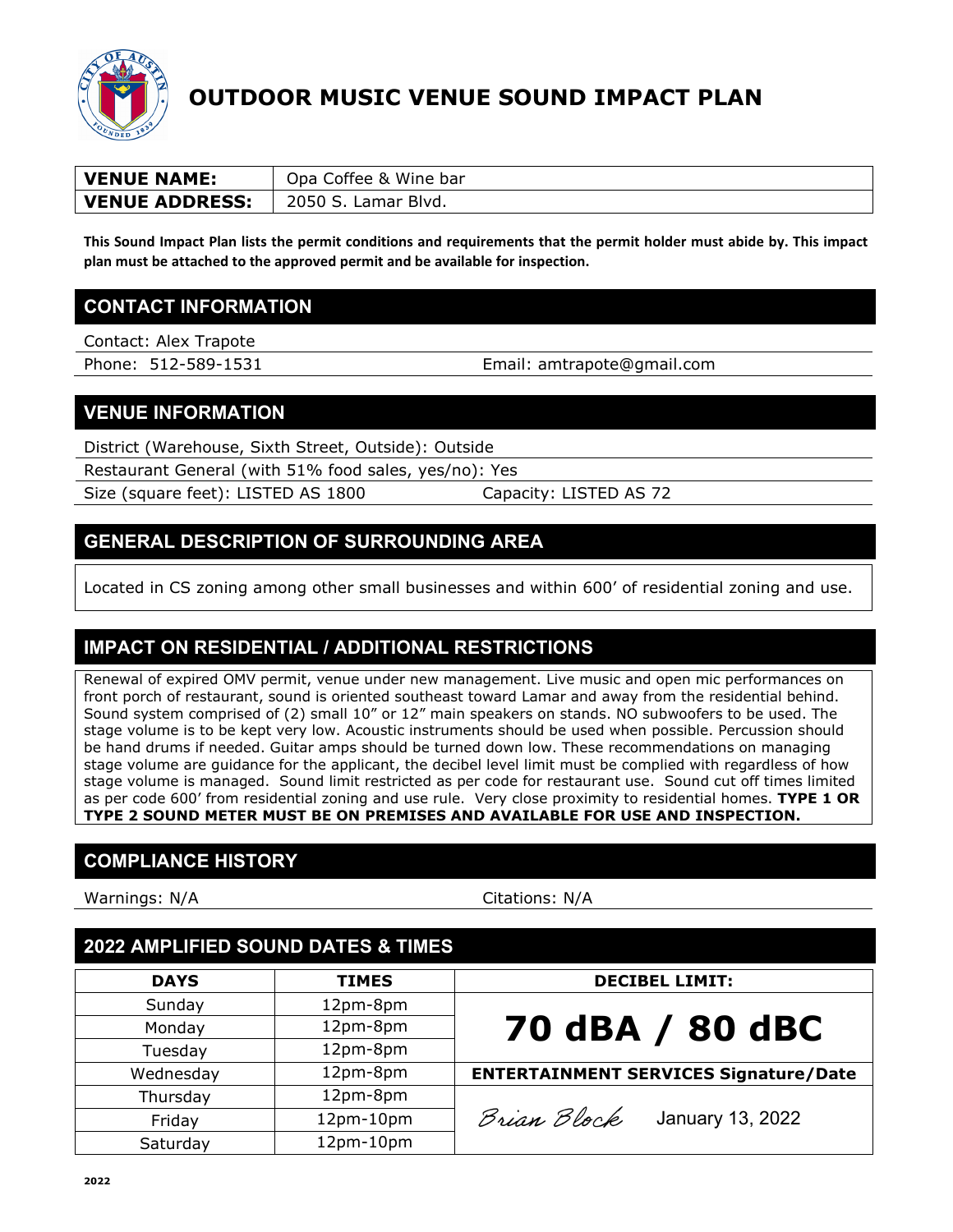# OUTDOOR MUSIC VENUE SOUND IMPACT PLAN

| **VENUE NAME:** | Opa Coffee & Wine bar |
|---|---|
| **VENUE ADDRESS:** | 2050 S. Lamar Blvd. |

**This Sound Impact Plan lists the permit conditions and requirements that the permit holder must abide by. This impact plan must be attached to the approved permit and be available for inspection.**

## CONTACT INFORMATION

Contact: Alex Trapote

Phone: 512-589-1531

Email: amtrapote@gmail.com

## VENUE INFORMATION

District (Warehouse, Sixth Street, Outside): Outside

Restaurant General (with 51% food sales, yes/no): Yes

Size (square feet): LISTED AS 1800

Capacity: LISTED AS 72

## GENERAL DESCRIPTION OF SURROUNDING AREA

Located in CS zoning among other small businesses and within 600' of residential zoning and use.

## IMPACT ON RESIDENTIAL / ADDITIONAL RESTRICTIONS

Renewal of expired OMV permit, venue under new management. Live music and open mic performances on front porch of restaurant, sound is oriented southeast toward Lamar and away from the residential behind. Sound system comprised of (2) small 10" or 12" main speakers on stands. NO subwoofers to be used. The stage volume is to be kept very low. Acoustic instruments should be used when possible. Percussion should be hand drums if needed. Guitar amps should be turned down low. These recommendations on managing stage volume are guidance for the applicant, the decibel level limit must be complied with regardless of how stage volume is managed. Sound limit restricted as per code for restaurant use. Sound cut off times limited as per code 600' from residential zoning and use rule. Very close proximity to residential homes. **TYPE 1 OR TYPE 2 SOUND METER MUST BE ON PREMISES AND AVAILABLE FOR USE AND INSPECTION.**

## COMPLIANCE HISTORY

Warnings: N/A

Citations: N/A

## 2022 AMPLIFIED SOUND DATES & TIMES

| DAYS | TIMES | DECIBEL LIMIT: |
|---|---|---|
| Sunday | 12pm-8pm | **70 dBA / 80 dBC** |
| Monday | 12pm-8pm | |
| Tuesday | 12pm-8pm | |
| Wednesday | 12pm-8pm | **ENTERTAINMENT SERVICES Signature/Date** |
| Thursday | 12pm-8pm | Brian Block January 13, 2022 |
| Friday | 12pm-10pm | |
| Saturday | 12pm-10pm | |

2022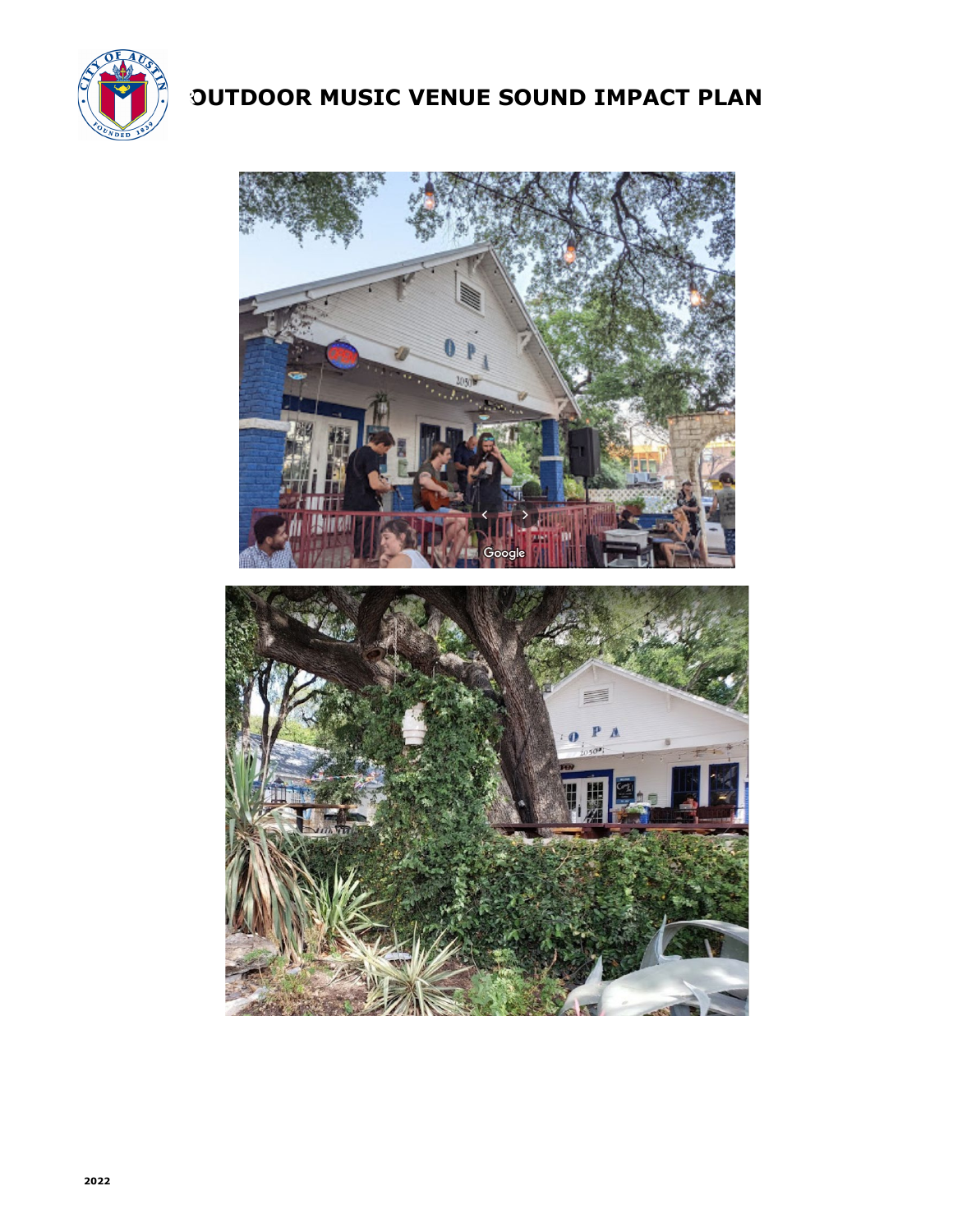# OUTDOOR MUSIC VENUE SOUND IMPACT PLAN

2022